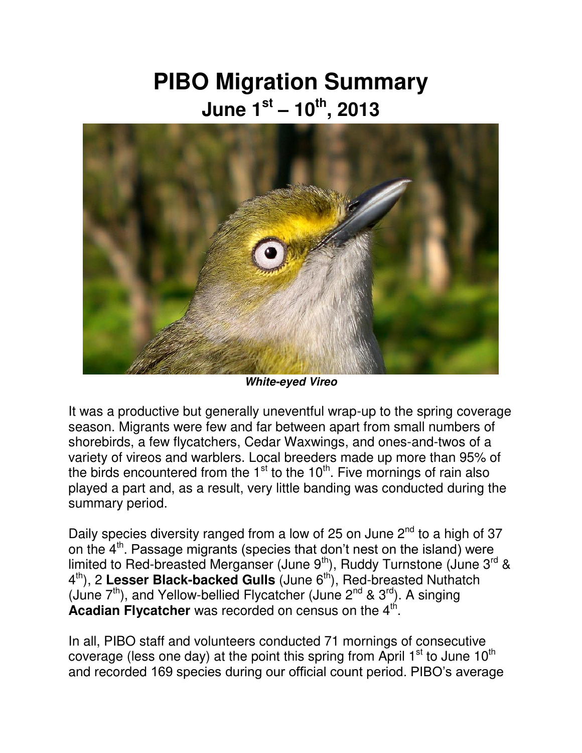# PIBO Migration Summary
## June 1st – 10th, 2013

***White-eyed Vireo***

It was a productive but generally uneventful wrap-up to the spring coverage season. Migrants were few and far between apart from small numbers of shorebirds, a few flycatchers, Cedar Waxwings, and ones-and-twos of a variety of vireos and warblers. Local breeders made up more than 95% of the birds encountered from the 1st to the 10th. Five mornings of rain also played a part and, as a result, very little banding was conducted during the summary period.

Daily species diversity ranged from a low of 25 on June 2nd to a high of 37 on the 4th. Passage migrants (species that don't nest on the island) were limited to Red-breasted Merganser (June 9th), Ruddy Turnstone (June 3rd & 4th), 2 **Lesser Black-backed Gulls** (June 6th), Red-breasted Nuthatch (June 7th), and Yellow-bellied Flycatcher (June 2nd & 3rd). A singing **Acadian Flycatcher** was recorded on census on the 4th.

In all, PIBO staff and volunteers conducted 71 mornings of consecutive coverage (less one day) at the point this spring from April 1st to June 10th and recorded 169 species during our official count period. PIBO's average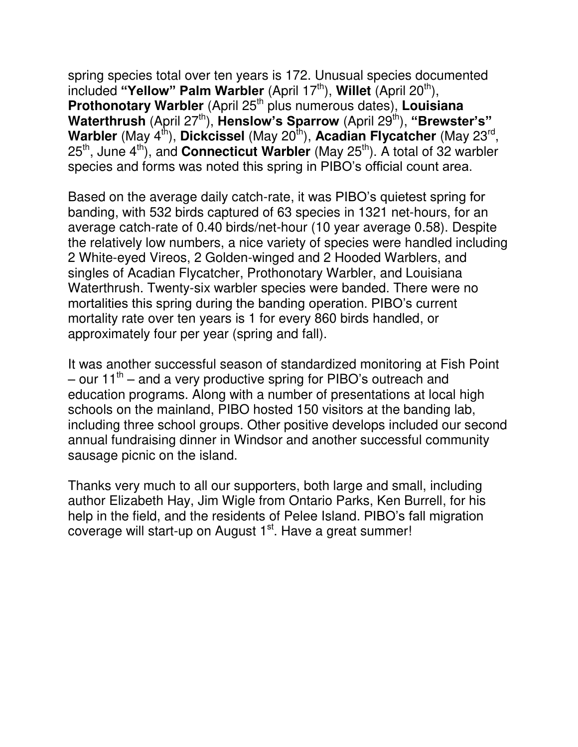spring species total over ten years is 172. Unusual species documented included **"Yellow" Palm Warbler** (April 17th), **Willet** (April 20th), **Prothonotary Warbler** (April 25th plus numerous dates), **Louisiana Waterthrush** (April 27th), **Henslow's Sparrow** (April 29th), **"Brewster's" Warbler** (May 4th), **Dickcissel** (May 20th), **Acadian Flycatcher** (May 23rd, 25th, June 4th), and **Connecticut Warbler** (May 25th). A total of 32 warbler species and forms was noted this spring in PIBO's official count area.

Based on the average daily catch-rate, it was PIBO's quietest spring for banding, with 532 birds captured of 63 species in 1321 net-hours, for an average catch-rate of 0.40 birds/net-hour (10 year average 0.58). Despite the relatively low numbers, a nice variety of species were handled including 2 White-eyed Vireos, 2 Golden-winged and 2 Hooded Warblers, and singles of Acadian Flycatcher, Prothonotary Warbler, and Louisiana Waterthrush. Twenty-six warbler species were banded. There were no mortalities this spring during the banding operation. PIBO's current mortality rate over ten years is 1 for every 860 birds handled, or approximately four per year (spring and fall).

It was another successful season of standardized monitoring at Fish Point – our 11th – and a very productive spring for PIBO's outreach and education programs. Along with a number of presentations at local high schools on the mainland, PIBO hosted 150 visitors at the banding lab, including three school groups. Other positive develops included our second annual fundraising dinner in Windsor and another successful community sausage picnic on the island.

Thanks very much to all our supporters, both large and small, including author Elizabeth Hay, Jim Wigle from Ontario Parks, Ken Burrell, for his help in the field, and the residents of Pelee Island. PIBO's fall migration coverage will start-up on August 1st. Have a great summer!